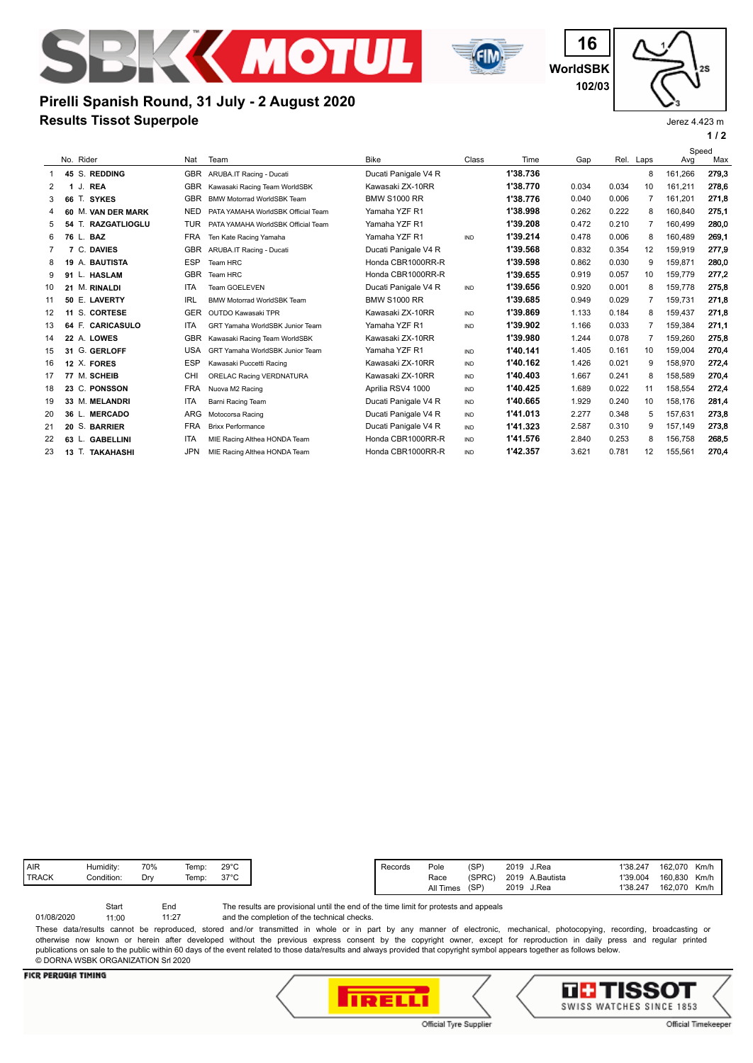16
WorldSBK
102/03

# Pirelli Spanish Round, 31 July - 2 August 2020
## Results Tissot Superpole

Jerez 4.423 m

| | No. | Rider | Nat | Team | Bike | Class | Time | Gap | Rel. | Laps | Speed Avg | Speed Max |
|---|---|---|---|---|---|---|---|---|---|---|---|---|
| 1 | 45 | S. **REDDING** | GBR | ARUBA.IT Racing - Ducati | Ducati Panigale V4 R | | **1'38.736** | | | 8 | 161,266 | **279,3** |
| 2 | 1 | J. **REA** | GBR | Kawasaki Racing Team WorldSBK | Kawasaki ZX-10RR | | **1'38.770** | 0.034 | 0.034 | 10 | 161,211 | **278,6** |
| 3 | 66 | T. **SYKES** | GBR | BMW Motorrad WorldSBK Team | BMW S1000 RR | | **1'38.776** | 0.040 | 0.006 | 7 | 161,201 | **271,8** |
| 4 | 60 | M. **VAN DER MARK** | NED | PATA YAMAHA WorldSBK Official Team | Yamaha YZF R1 | | **1'38.998** | 0.262 | 0.222 | 8 | 160,840 | **275,1** |
| 5 | 54 | T. **RAZGATLIOGLU** | TUR | PATA YAMAHA WorldSBK Official Team | Yamaha YZF R1 | | **1'39.208** | 0.472 | 0.210 | 7 | 160,499 | **280,0** |
| 6 | 76 | L. **BAZ** | FRA | Ten Kate Racing Yamaha | Yamaha YZF R1 | IND | **1'39.214** | 0.478 | 0.006 | 8 | 160,489 | **269,1** |
| 7 | 7 | C. **DAVIES** | GBR | ARUBA.IT Racing - Ducati | Ducati Panigale V4 R | | **1'39.568** | 0.832 | 0.354 | 12 | 159,919 | **277,9** |
| 8 | 19 | A. **BAUTISTA** | ESP | Team HRC | Honda CBR1000RR-R | | **1'39.598** | 0.862 | 0.030 | 9 | 159,871 | **280,0** |
| 9 | 91 | L. **HASLAM** | GBR | Team HRC | Honda CBR1000RR-R | | **1'39.655** | 0.919 | 0.057 | 10 | 159,779 | **277,2** |
| 10 | 21 | M. **RINALDI** | ITA | Team GOELEVEN | Ducati Panigale V4 R | IND | **1'39.656** | 0.920 | 0.001 | 8 | 159,778 | **275,8** |
| 11 | 50 | E. **LAVERTY** | IRL | BMW Motorrad WorldSBK Team | BMW S1000 RR | | **1'39.685** | 0.949 | 0.029 | 7 | 159,731 | **271,8** |
| 12 | 11 | S. **CORTESE** | GER | OUTDO Kawasaki TPR | Kawasaki ZX-10RR | IND | **1'39.869** | 1.133 | 0.184 | 8 | 159,437 | **271,8** |
| 13 | 64 | F. **CARICASULO** | ITA | GRT Yamaha WorldSBK Junior Team | Yamaha YZF R1 | IND | **1'39.902** | 1.166 | 0.033 | 7 | 159,384 | **271,1** |
| 14 | 22 | A. **LOWES** | GBR | Kawasaki Racing Team WorldSBK | Kawasaki ZX-10RR | | **1'39.980** | 1.244 | 0.078 | 7 | 159,260 | **275,8** |
| 15 | 31 | G. **GERLOFF** | USA | GRT Yamaha WorldSBK Junior Team | Yamaha YZF R1 | IND | **1'40.141** | 1.405 | 0.161 | 10 | 159,004 | **270,4** |
| 16 | 12 | X. **FORES** | ESP | Kawasaki Puccetti Racing | Kawasaki ZX-10RR | IND | **1'40.162** | 1.426 | 0.021 | 9 | 158,970 | **272,4** |
| 17 | 77 | M. **SCHEIB** | CHI | ORELAC Racing VERDNATURA | Kawasaki ZX-10RR | IND | **1'40.403** | 1.667 | 0.241 | 8 | 158,589 | **270,4** |
| 18 | 23 | C. **PONSSON** | FRA | Nuova M2 Racing | Aprilia RSV4 1000 | IND | **1'40.425** | 1.689 | 0.022 | 11 | 158,554 | **272,4** |
| 19 | 33 | M. **MELANDRI** | ITA | Barni Racing Team | Ducati Panigale V4 R | IND | **1'40.665** | 1.929 | 0.240 | 10 | 158,176 | **281,4** |
| 20 | 36 | L. **MERCADO** | ARG | Motocorsa Racing | Ducati Panigale V4 R | IND | **1'41.013** | 2.277 | 0.348 | 5 | 157,631 | **273,8** |
| 21 | 20 | S. **BARRIER** | FRA | Brixx Performance | Ducati Panigale V4 R | IND | **1'41.323** | 2.587 | 0.310 | 9 | 157,149 | **273,8** |
| 22 | 63 | L. **GABELLINI** | ITA | MIE Racing Althea HONDA Team | Honda CBR1000RR-R | IND | **1'41.576** | 2.840 | 0.253 | 8 | 156,758 | **268,5** |
| 23 | 13 | T. **TAKAHASHI** | JPN | MIE Racing Althea HONDA Team | Honda CBR1000RR-R | IND | **1'42.357** | 3.621 | 0.781 | 12 | 155,561 | **270,4** |

| | | | | |
|---|---|---|---|---|
| AIR | Humidity: | 70% | Temp: | 29°C |
| TRACK | Condition: | Dry | Temp: | 37°C |

| Records | | | | | | |
|---|---|---|---|---|---|---|
| Pole | (SP) | 2019 | J.Rea | 1'38.247 | 162,070 | Km/h |
| Race | (SPRC) | 2019 | A.Bautista | 1'39.004 | 160,830 | Km/h |
| All Times | (SP) | 2019 | J.Rea | 1'38.247 | 162,070 | Km/h |

| | Start | End |
|---|---|---|
| 01/08/2020 | 11:00 | 11:27 |

The results are provisional until the end of the time limit for protests and appeals and the completion of the technical checks.

These data/results cannot be reproduced, stored and/or transmitted in whole or in part by any manner of electronic, mechanical, photocopying, recording, broadcasting or otherwise now known or herein after developed without the previous express consent by the copyright owner, except for reproduction in daily press and regular printed publications on sale to the public within 60 days of the event related to those data/results and always provided that copyright symbol appears together as follows below.
© DORNA WSBK ORGANIZATION Srl 2020

FICR PERUGIA TIMING

Official Tyre Supplier

Official Timekeeper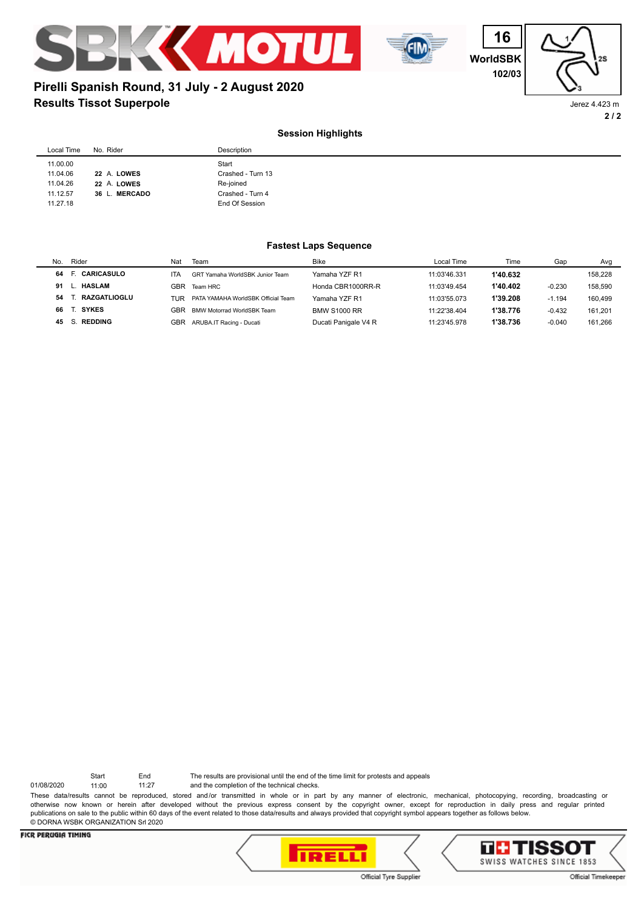# Pirelli Spanish Round, 31 July - 2 August 2020

## Results Tissot Superpole

16
WorldSBK
102/03

Jerez 4.423 m

### Session Highlights

| Local Time | No. Rider | Description |
|---|---|---|
| 11.00.00 | | Start |
| 11.04.06 | **22** A. **LOWES** | Crashed - Turn 13 |
| 11.04.26 | **22** A. **LOWES** | Re-joined |
| 11.12.57 | **36** L. **MERCADO** | Crashed - Turn 4 |
| 11.27.18 | | End Of Session |

### Fastest Laps Sequence

| No. | Rider | Nat | Team | Bike | Local Time | Time | Gap | Avg |
|---|---|---|---|---|---|---|---|---|
| **64** | F. **CARICASULO** | ITA | GRT Yamaha WorldSBK Junior Team | Yamaha YZF R1 | 11:03'46.331 | **1'40.632** | | 158,228 |
| **91** | L. **HASLAM** | GBR | Team HRC | Honda CBR1000RR-R | 11:03'49.454 | **1'40.402** | -0.230 | 158,590 |
| **54** | T. **RAZGATLIOGLU** | TUR | PATA YAMAHA WorldSBK Official Team | Yamaha YZF R1 | 11:03'55.073 | **1'39.208** | -1.194 | 160,499 |
| **66** | T. **SYKES** | GBR | BMW Motorrad WorldSBK Team | BMW S1000 RR | 11:22'38.404 | **1'38.776** | -0.432 | 161,201 |
| **45** | S. **REDDING** | GBR | ARUBA.IT Racing - Ducati | Ducati Panigale V4 R | 11:23'45.978 | **1'38.736** | -0.040 | 161,266 |

| | Start | End |
|---|---|---|
| 01/08/2020 | 11:00 | 11:27 |

The results are provisional until the end of the time limit for protests and appeals and the completion of the technical checks.

These data/results cannot be reproduced, stored and/or transmitted in whole or in part by any manner of electronic, mechanical, photocopying, recording, broadcasting or otherwise now known or herein after developed without the previous express consent by the copyright owner, except for reproduction in daily press and regular printed publications on sale to the public within 60 days of the event related to those data/results and always provided that copyright symbol appears together as follows below.
© DORNA WSBK ORGANIZATION Srl 2020

FICR PERUGIA TIMING

Official Tyre Supplier

Official Timekeeper